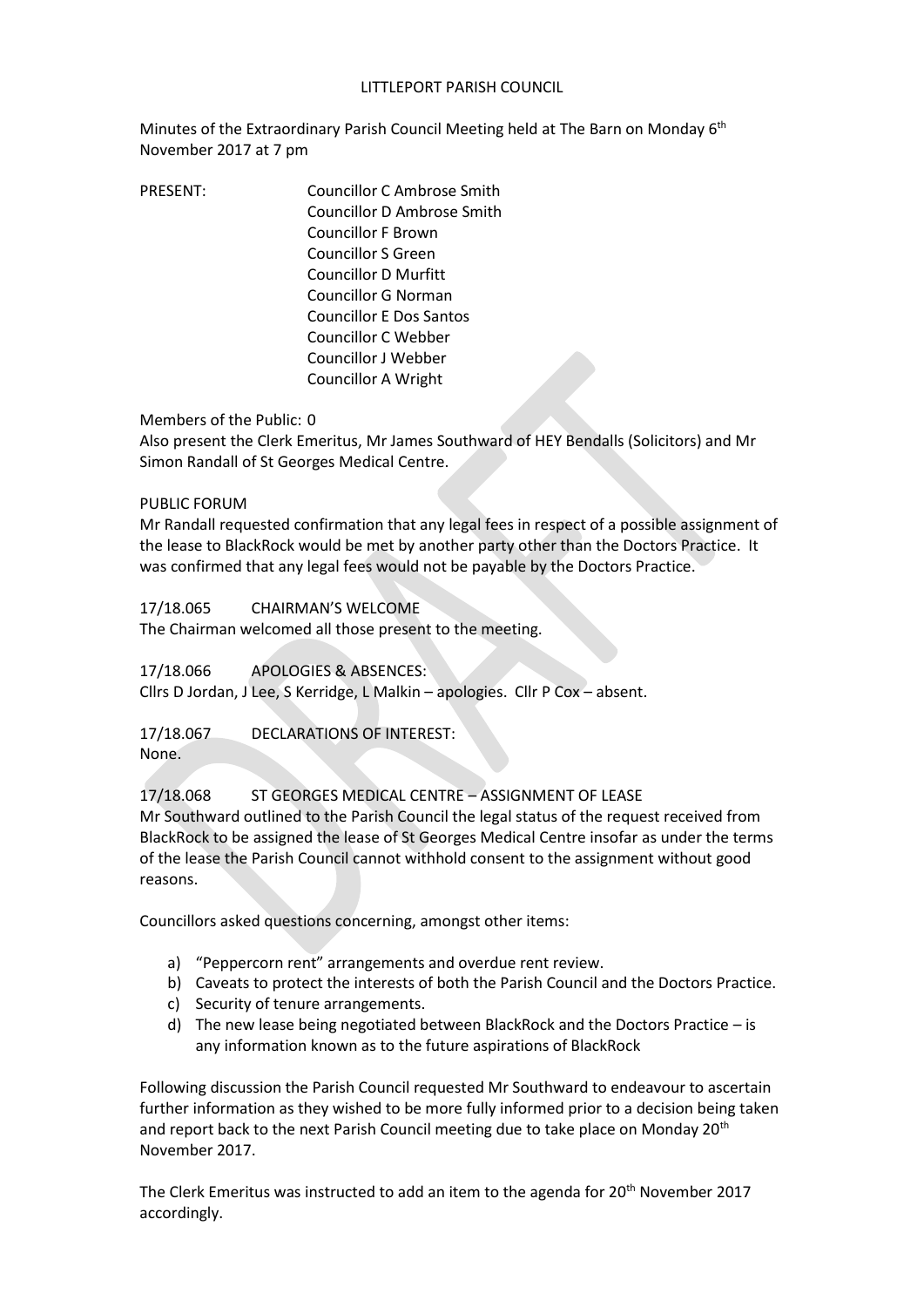LITTLEPORT PARISH COUNCIL

Minutes of the Extraordinary Parish Council Meeting held at The Barn on Monday 6th November 2017 at 7 pm

PRESENT: Councillor C Ambrose Smith
Councillor D Ambrose Smith
Councillor F Brown
Councillor S Green
Councillor D Murfitt
Councillor G Norman
Councillor E Dos Santos
Councillor C Webber
Councillor J Webber
Councillor A Wright

Members of the Public: 0

Also present the Clerk Emeritus, Mr James Southward of HEY Bendalls (Solicitors) and Mr Simon Randall of St Georges Medical Centre.

PUBLIC FORUM

Mr Randall requested confirmation that any legal fees in respect of a possible assignment of the lease to BlackRock would be met by another party other than the Doctors Practice. It was confirmed that any legal fees would not be payable by the Doctors Practice.

17/18.065 CHAIRMAN'S WELCOME

The Chairman welcomed all those present to the meeting.

17/18.066 APOLOGIES & ABSENCES:

Cllrs D Jordan, J Lee, S Kerridge, L Malkin – apologies. Cllr P Cox – absent.

17/18.067 DECLARATIONS OF INTEREST:

None.

17/18.068 ST GEORGES MEDICAL CENTRE – ASSIGNMENT OF LEASE

Mr Southward outlined to the Parish Council the legal status of the request received from BlackRock to be assigned the lease of St Georges Medical Centre insofar as under the terms of the lease the Parish Council cannot withhold consent to the assignment without good reasons.

Councillors asked questions concerning, amongst other items:

a) "Peppercorn rent" arrangements and overdue rent review.
b) Caveats to protect the interests of both the Parish Council and the Doctors Practice.
c) Security of tenure arrangements.
d) The new lease being negotiated between BlackRock and the Doctors Practice – is any information known as to the future aspirations of BlackRock

Following discussion the Parish Council requested Mr Southward to endeavour to ascertain further information as they wished to be more fully informed prior to a decision being taken and report back to the next Parish Council meeting due to take place on Monday 20th November 2017.

The Clerk Emeritus was instructed to add an item to the agenda for 20th November 2017 accordingly.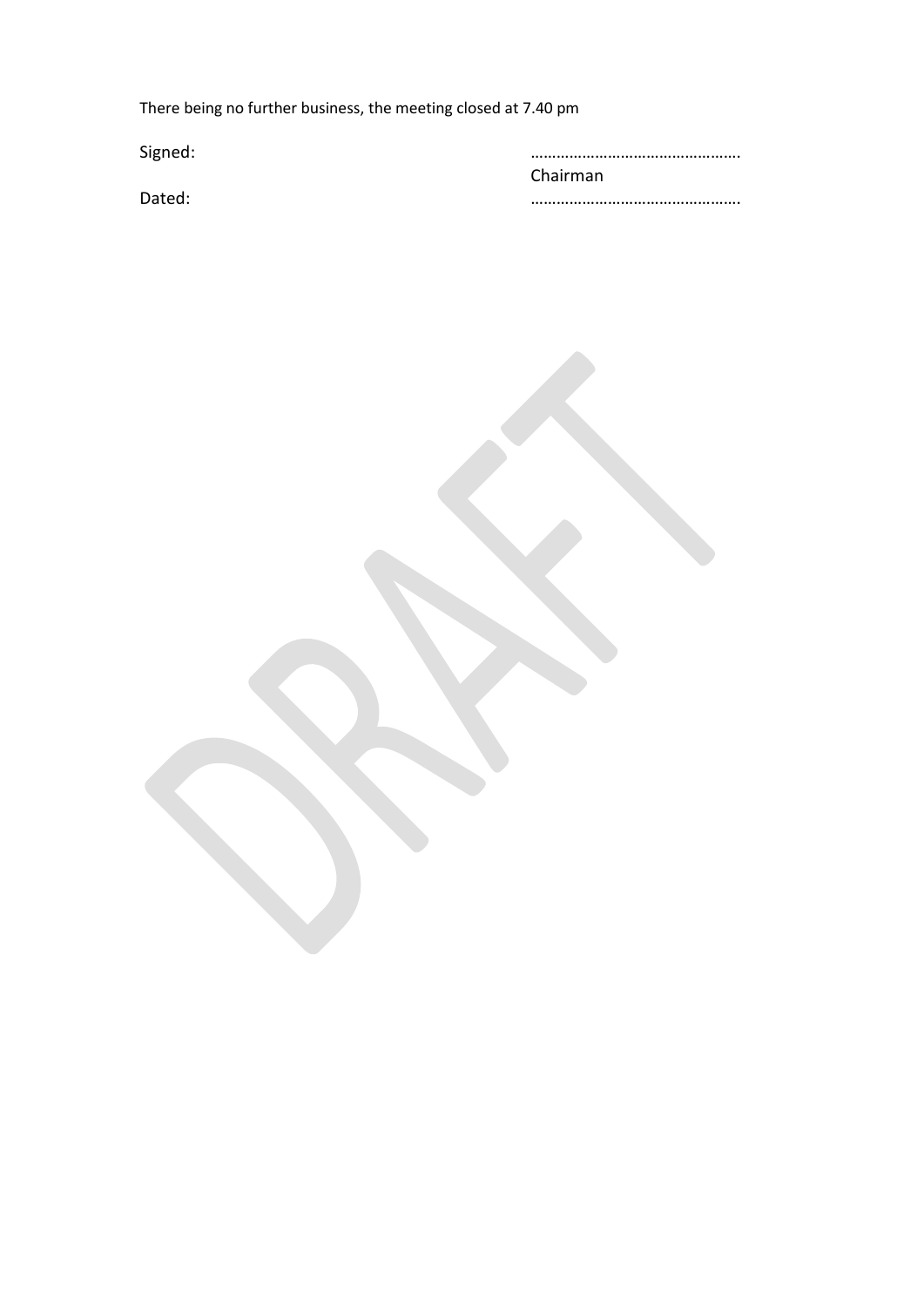There being no further business, the meeting closed at 7.40 pm

Signed: ………………………………………….
Chairman

Dated: ………………………………………….